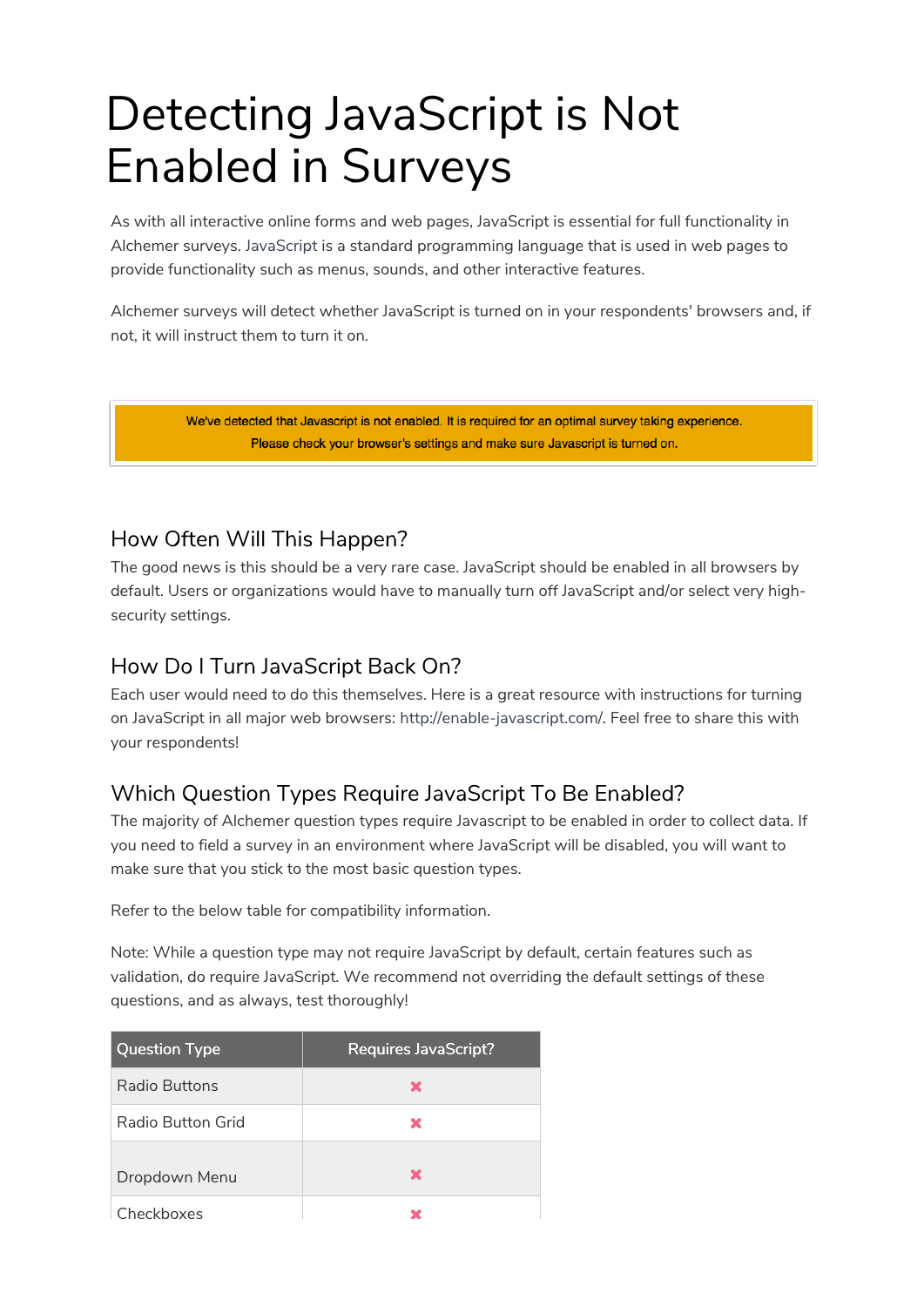# Detecting JavaScript is Not Enabled in Surveys

As with all interactive online forms and web pages, JavaScript is essential for full functionality in Alchemer surveys. JavaScript is a standard programming language that is used in web pages to provide functionality such as menus, sounds, and other interactive features.

Alchemer surveys will detect whether JavaScript is turned on in your respondents' browsers and, if not, it will instruct them to turn it on.

We've detected that Javascript is not enabled. It is required for an optimal survey taking experience.
Please check your browser's settings and make sure Javascript is turned on.

## How Often Will This Happen?

The good news is this should be a very rare case. JavaScript should be enabled in all browsers by default. Users or organizations would have to manually turn off JavaScript and/or select very high-security settings.

## How Do I Turn JavaScript Back On?

Each user would need to do this themselves. Here is a great resource with instructions for turning on JavaScript in all major web browsers: http://enable-javascript.com/. Feel free to share this with your respondents!

## Which Question Types Require JavaScript To Be Enabled?

The majority of Alchemer question types require Javascript to be enabled in order to collect data. If you need to field a survey in an environment where JavaScript will be disabled, you will want to make sure that you stick to the most basic question types.

Refer to the below table for compatibility information.

Note: While a question type may not require JavaScript by default, certain features such as validation, do require JavaScript. We recommend not overriding the default settings of these questions, and as always, test thoroughly!

| Question Type | Requires JavaScript? |
|---|---|
| Radio Buttons | ✖ |
| Radio Button Grid | ✖ |
| Dropdown Menu | ✖ |
| Checkboxes | ✖ |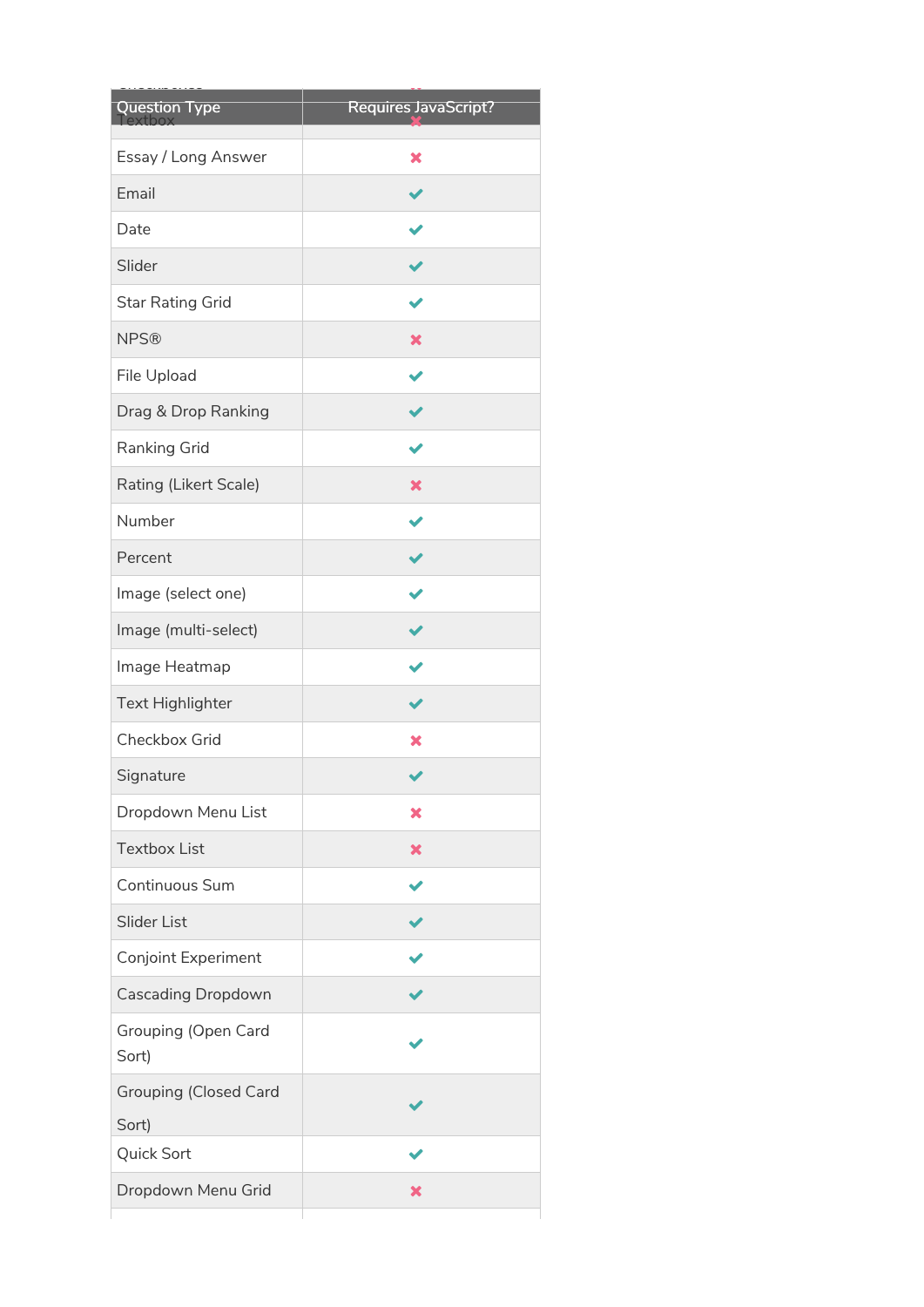| Question Type | Requires JavaScript? |
| --- | --- |
| Textbox | ✖ |
| Essay / Long Answer | ✖ |
| Email | ✔ |
| Date | ✔ |
| Slider | ✔ |
| Star Rating Grid | ✔ |
| NPS® | ✖ |
| File Upload | ✔ |
| Drag & Drop Ranking | ✔ |
| Ranking Grid | ✔ |
| Rating (Likert Scale) | ✖ |
| Number | ✔ |
| Percent | ✔ |
| Image (select one) | ✔ |
| Image (multi-select) | ✔ |
| Image Heatmap | ✔ |
| Text Highlighter | ✔ |
| Checkbox Grid | ✖ |
| Signature | ✔ |
| Dropdown Menu List | ✖ |
| Textbox List | ✖ |
| Continuous Sum | ✔ |
| Slider List | ✔ |
| Conjoint Experiment | ✔ |
| Cascading Dropdown | ✔ |
| Grouping (Open Card Sort) | ✔ |
| Grouping (Closed Card Sort) | ✔ |
| Quick Sort | ✔ |
| Dropdown Menu Grid | ✖ |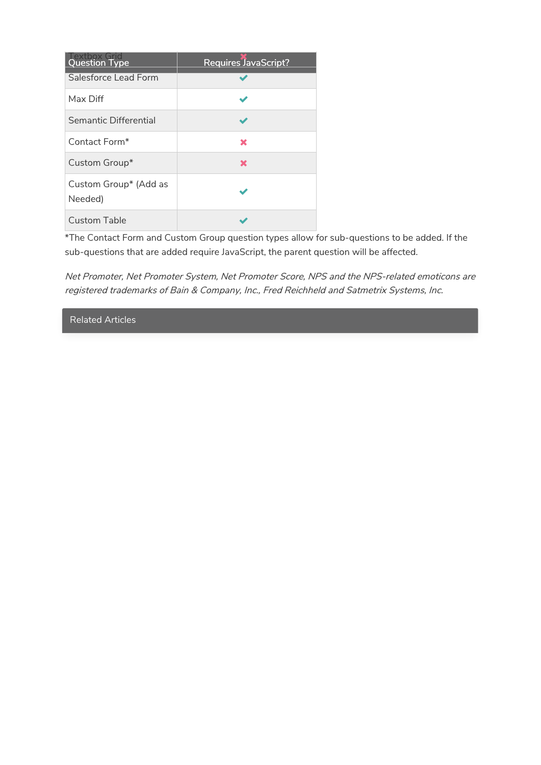| Question Type | Requires JavaScript? |
| --- | --- |
| Textbox Grid | ✖ |
| Salesforce Lead Form | ✔ |
| Max Diff | ✔ |
| Semantic Differential | ✔ |
| Contact Form* | ✖ |
| Custom Group* | ✖ |
| Custom Group* (Add as Needed) | ✔ |
| Custom Table | ✔ |

*The Contact Form and Custom Group question types allow for sub-questions to be added. If the sub-questions that are added require JavaScript, the parent question will be affected.

*Net Promoter, Net Promoter System, Net Promoter Score, NPS and the NPS-related emoticons are registered trademarks of Bain & Company, Inc., Fred Reichheld and Satmetrix Systems, Inc.*

## Related Articles